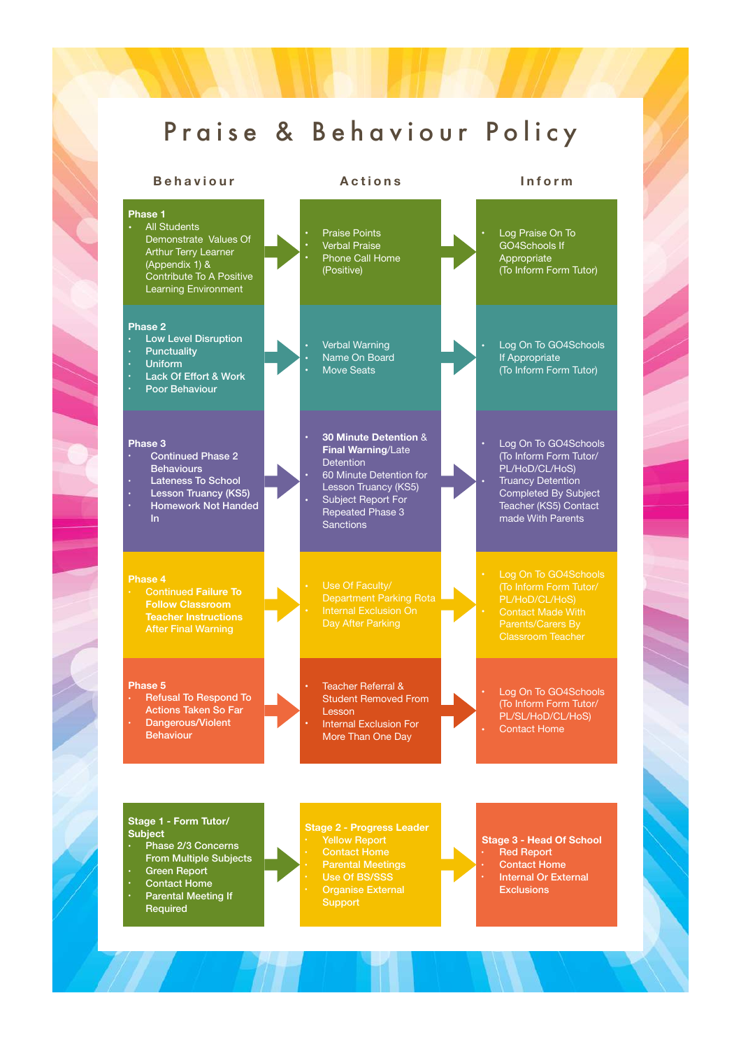# Praise & Behaviour Policy

| Behaviour | Actions | Inform |
|---|---|---|
| **Phase 1**<br>• All Students Demonstrate Values Of Arthur Terry Learner (Appendix 1) & Contribute To A Positive Learning Environment | • Praise Points<br>• Verbal Praise<br>• Phone Call Home (Positive) | • Log Praise On To GO4Schools If Appropriate (To Inform Form Tutor) |
| **Phase 2**<br>• Low Level Disruption<br>• Punctuality<br>• Uniform<br>• Lack Of Effort & Work<br>• Poor Behaviour | • Verbal Warning<br>• Name On Board<br>• Move Seats | • Log On To GO4Schools If Appropriate (To Inform Form Tutor) |
| **Phase 3**<br>• Continued Phase 2 Behaviours<br>• Lateness To School<br>• Lesson Truancy (KS5)<br>• Homework Not Handed In | • **30 Minute Detention** & **Final Warning**/Late Detention<br>• 60 Minute Detention for Lesson Truancy (KS5)<br>• Subject Report For Repeated Phase 3 Sanctions | • Log On To GO4Schools (To Inform Form Tutor/ PL/HoD/CL/HoS)<br>• Truancy Detention Completed By Subject Teacher (KS5) Contact made With Parents |
| **Phase 4**<br>• Continued Failure To Follow Classroom Teacher Instructions After Final Warning | • Use Of Faculty/ Department Parking Rota<br>• Internal Exclusion On Day After Parking | • Log On To GO4Schools (To Inform Form Tutor/ PL/HoD/CL/HoS)<br>• Contact Made With Parents/Carers By Classroom Teacher |
| **Phase 5**<br>• Refusal To Respond To Actions Taken So Far<br>• Dangerous/Violent Behaviour | • Teacher Referral & Student Removed From Lesson<br>• Internal Exclusion For More Than One Day | • Log On To GO4Schools (To Inform Form Tutor/ PL/SL/HoD/CL/HoS)<br>• Contact Home |

| | | |
|---|---|---|
| **Stage 1 - Form Tutor/ Subject**<br>• Phase 2/3 Concerns From Multiple Subjects<br>• Green Report<br>• Contact Home<br>• Parental Meeting If Requpired | **Stage 2 - Progress Leader**<br>• Yellow Report<br>• Contact Home<br>• Parental Meetings<br>• Use Of BS/SSS<br>• Organise External Support | **Stage 3 - Head Of School**<br>• Red Report<br>• Contact Home<br>• Internal Or External Exclusions |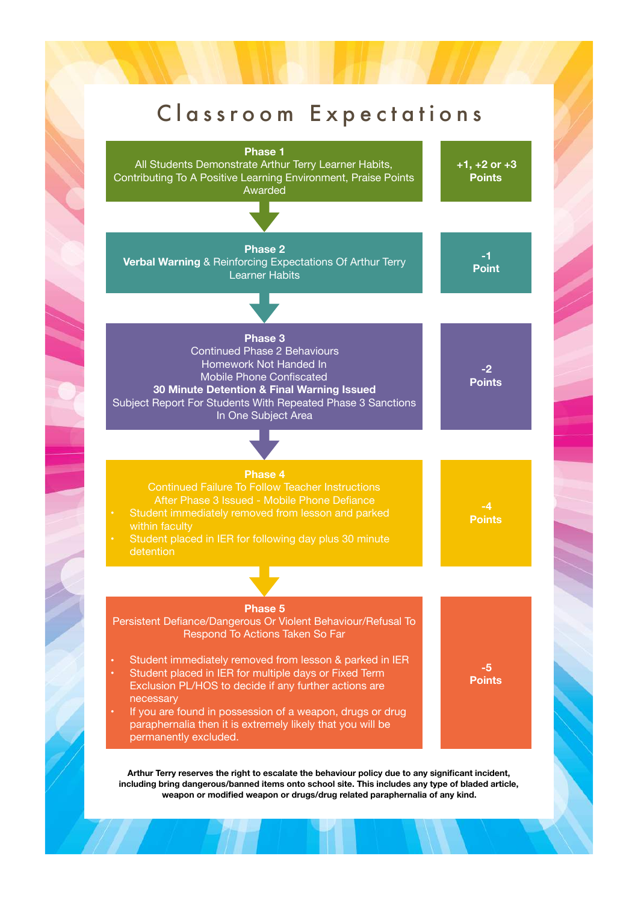# Classroom Expectations

| Phase | Points |
| --- | --- |
| **Phase 1**<br>All Students Demonstrate Arthur Terry Learner Habits, Contributing To A Positive Learning Environment, Praise Points Awarded | **+1, +2 or +3 Points** |
| **Phase 2**<br>**Verbal Warning** & Reinforcing Expectations Of Arthur Terry Learner Habits | **-1 Point** |
| **Phase 3**<br>Continued Phase 2 Behaviours<br>Homework Not Handed In<br>Mobile Phone Confiscated<br>**30 Minute Detention & Final Warning Issued**<br>Subject Report For Students With Repeated Phase 3 Sanctions In One Subject Area | **-2 Points** |
| **Phase 4**<br>Continued Failure To Follow Teacher Instructions After Phase 3 Issued - Mobile Phone Defiance<br>• Student immediately removed from lesson and parked within faculty<br>• Student placed in IER for following day plus 30 minute detention | **-4 Points** |
| **Phase 5**<br>Persistent Defiance/Dangerous Or Violent Behaviour/Refusal To Respond To Actions Taken So Far<br>• Student immediately removed from lesson & parked in IER<br>• Student placed in IER for multiple days or Fixed Term Exclusion PL/HOS to decide if any further actions are necessary<br>• If you are found in possession of a weapon, drugs or drug paraphernalia then it is extremely likely that you will be permanently excluded. | **-5 Points** |

**Arthur Terry reserves the right to escalate the behaviour policy due to any significant incident, including bring dangerous/banned items onto school site. This includes any type of bladed article, weapon or modified weapon or drugs/drug related paraphernalia of any kind.**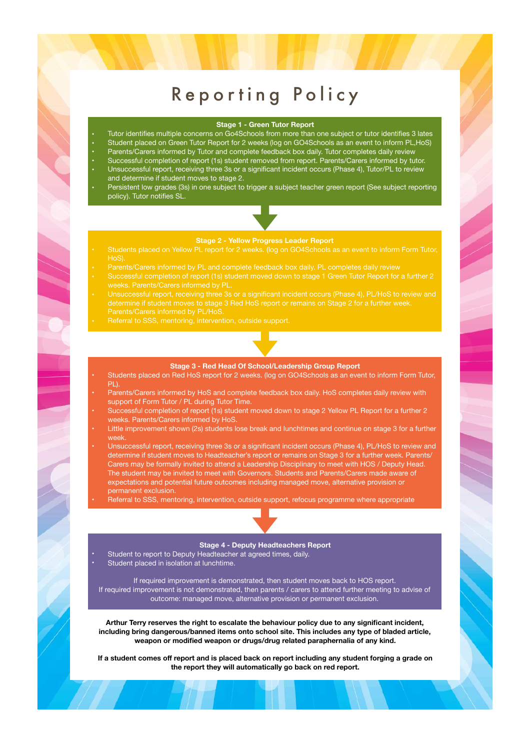# Reporting Policy

## Stage 1 - Green Tutor Report

- Tutor identifies multiple concerns on Go4Schools from more than one subject or tutor identifies 3 lates
- Student placed on Green Tutor Report for 2 weeks (log on GO4Schools as an event to inform PL,HoS)
- Parents/Carers informed by Tutor and complete feedback box daily. Tutor completes daily review
- Successful completion of report (1s) student removed from report. Parents/Carers informed by tutor.
- Unsuccessful report, receiving three 3s or a significant incident occurs (Phase 4), Tutor/PL to review and determine if student moves to stage 2.
- Persistent low grades (3s) in one subject to trigger a subject teacher green report (See subject reporting policy). Tutor notifies SL.

## Stage 2 - Yellow Progress Leader Report

- Students placed on Yellow PL report for 2 weeks. (log on GO4Schools as an event to inform Form Tutor, HoS).
- Parents/Carers informed by PL and complete feedback box daily. PL completes daily review
- Successful completion of report (1s) student moved down to stage 1 Green Tutor Report for a further 2 weeks. Parents/Carers informed by PL.
- Unsuccessful report, receiving three 3s or a significant incident occurs (Phase 4), PL/HoS to review and determine if student moves to stage 3 Red HoS report or remains on Stage 2 for a further week. Parents/Carers informed by PL/HoS.
- Referral to SSS, mentoring, intervention, outside support.

## Stage 3 - Red Head Of School/Leadership Group Report

- Students placed on Red HoS report for 2 weeks. (log on GO4Schools as an event to inform Form Tutor, PL).
- Parents/Carers informed by HoS and complete feedback box daily. HoS completes daily review with support of Form Tutor / PL during Tutor Time.
- Successful completion of report (1s) student moved down to stage 2 Yellow PL Report for a further 2 weeks. Parents/Carers informed by HoS.
- Little improvement shown (2s) students lose break and lunchtimes and continue on stage 3 for a further week.
- Unsuccessful report, receiving three 3s or a significant incident occurs (Phase 4), PL/HoS to review and determine if student moves to Headteacher's report or remains on Stage 3 for a further week. Parents/Carers may be formally invited to attend a Leadership Disciplinary to meet with HOS / Deputy Head. The student may be invited to meet with Governors. Students and Parents/Carers made aware of expectations and potential future outcomes including managed move, alternative provision or permanent exclusion.
- Referral to SSS, mentoring, intervention, outside support, refocus programme where appropriate

## Stage 4 - Deputy Headteachers Report

- Student to report to Deputy Headteacher at agreed times, daily.
- Student placed in isolation at lunchtime.

If required improvement is demonstrated, then student moves back to HOS report.
If required improvement is not demonstrated, then parents / carers to attend further meeting to advise of outcome: managed move, alternative provision or permanent exclusion.

**Arthur Terry reserves the right to escalate the behaviour policy due to any significant incident, including bring dangerous/banned items onto school site. This includes any type of bladed article, weapon or modified weapon or drugs/drug related paraphernalia of any kind.**

**If a student comes off report and is placed back on report including any student forging a grade on the report they will automatically go back on red report.**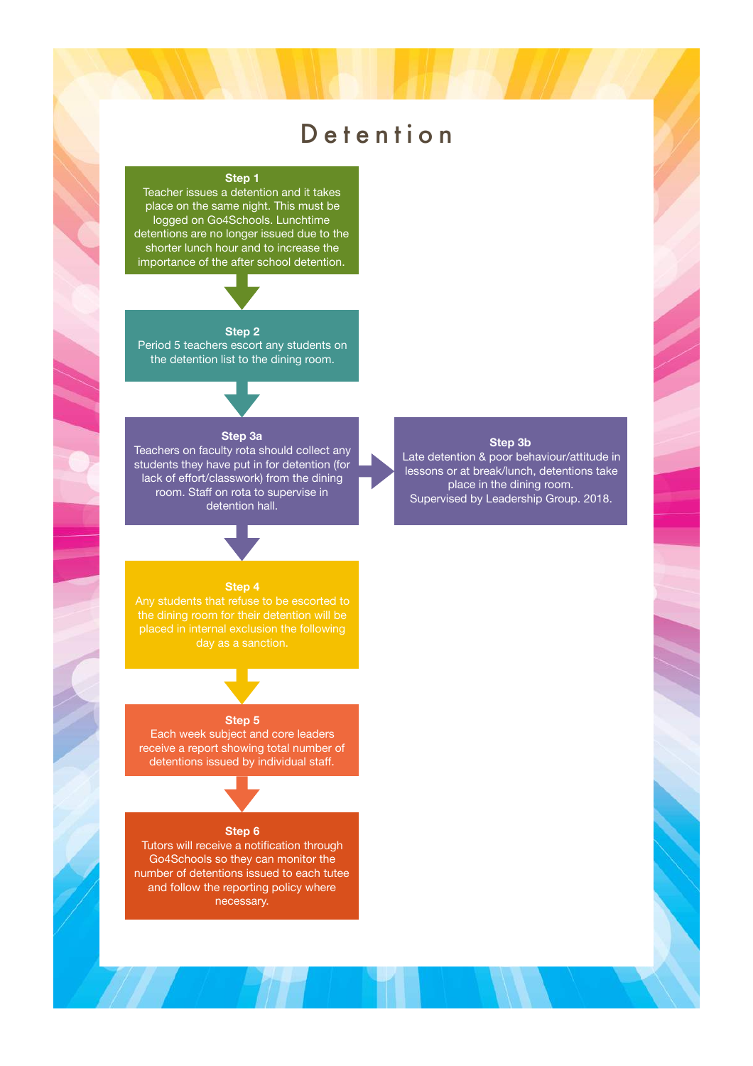# Detention

**Step 1**
Teacher issues a detention and it takes place on the same night. This must be logged on Go4Schools. Lunchtime detentions are no longer issued due to the shorter lunch hour and to increase the importance of the after school detention.

**Step 2**
Period 5 teachers escort any students on the detention list to the dining room.

**Step 3a**
Teachers on faculty rota should collect any students they have put in for detention (for lack of effort/classwork) from the dining room. Staff on rota to supervise in detention hall.

**Step 3b**
Late detention & poor behaviour/attitude in lessons or at break/lunch, detentions take place in the dining room.
Supervised by Leadership Group. 2018.

**Step 4**
Any students that refuse to be escorted to the dining room for their detention will be placed in internal exclusion the following day as a sanction.

**Step 5**
Each week subject and core leaders receive a report showing total number of detentions issued by individual staff.

**Step 6**
Tutors will receive a notification through Go4Schools so they can monitor the number of detentions issued to each tutee and follow the reporting policy where necessary.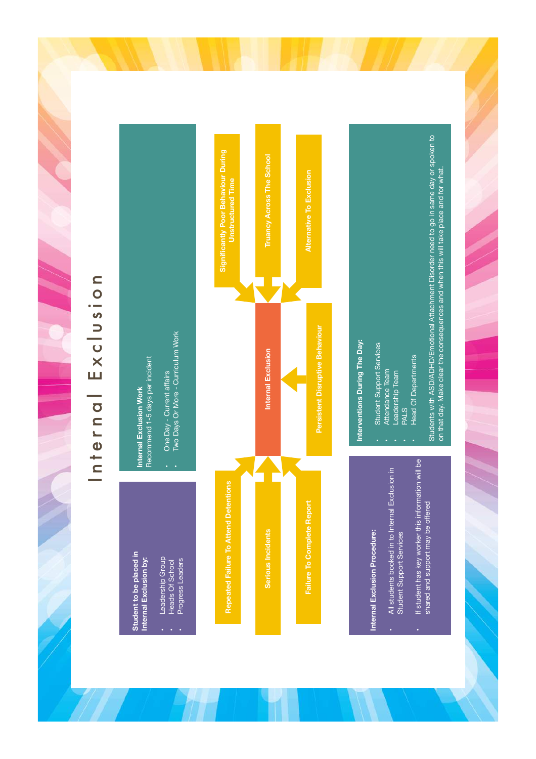# Internal Exclusion

**Student to be placed in Internal Exclusion by:**

- Leadership Group
- Heads Of School
- Progress Leaders

**Internal Exclusion Work**
Recommend 1-5 days per incident

- One Day - Current affairs
- Two Days Or More - Curriculum Work

**Internal Exclusion**

Reasons leading to Internal Exclusion:

- Repeated Failure To Attend Detentions
- Serious Incidents
- Failure To Complete Report
- Significantly Poor Behaviour During Unstructured Time
- Truancy Across The School
- Alternative To Exclusion
- Persistent Disruptive Behaviour

**Internal Exclusion Procedure:**

- All students booked in to Internal Exclusion in Student Support Services
- If student has key worker this information will be shared and support may be offered

**Interventions During The Day:**

- Student Support Services
- Attendance Team
- Leadership Team
- PALS
- Head Of Departments

Students with ASD/ADHD/Emotional Attachment Disorder need to go in same day or spoken to on that day. Make clear the consequences and when this will take place and for what.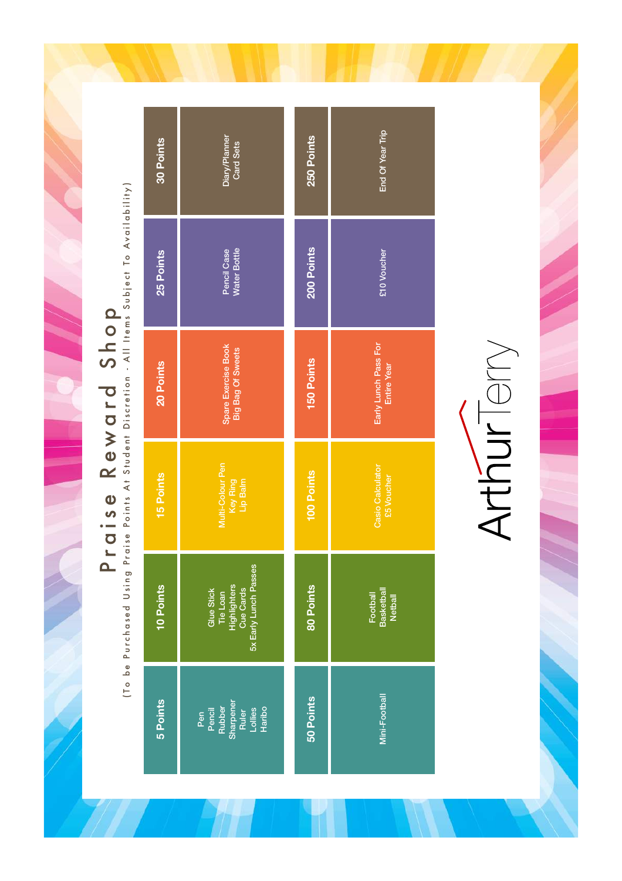# Praise Reward Shop

(To be Purchased Using Praise Points At Student Discretion - All Items Subject To Availability)

| 5 Points | 10 Points | 15 Points | 20 Points | 25 Points | 30 Points |
|---|---|---|---|---|---|
| Pen<br>Pencil<br>Rubber<br>Sharpener<br>Ruler<br>Lollies<br>Haribo | Glue Stick<br>Tie Loan<br>Highlighters<br>Cue Cards<br>5x Early Lunch Passes | Multi-Colour Pen<br>Key Ring<br>Lip Balm | Spare Exercise Book<br>Big Bag Of Sweets | Pencil Case<br>Water Bottle | Diary/Planner<br>Card Sets |

| 50 Points | 80 Points | 100 Points | 150 Points | 200 Points | 250 Points |
|---|---|---|---|---|---|
| Mini-Football | Football<br>Basketball<br>Netball | Casio Calculator<br>£5 Voucher | Early Lunch Pass For Entire Year | £10 Voucher | End Of Year Trip |

Arthur Terry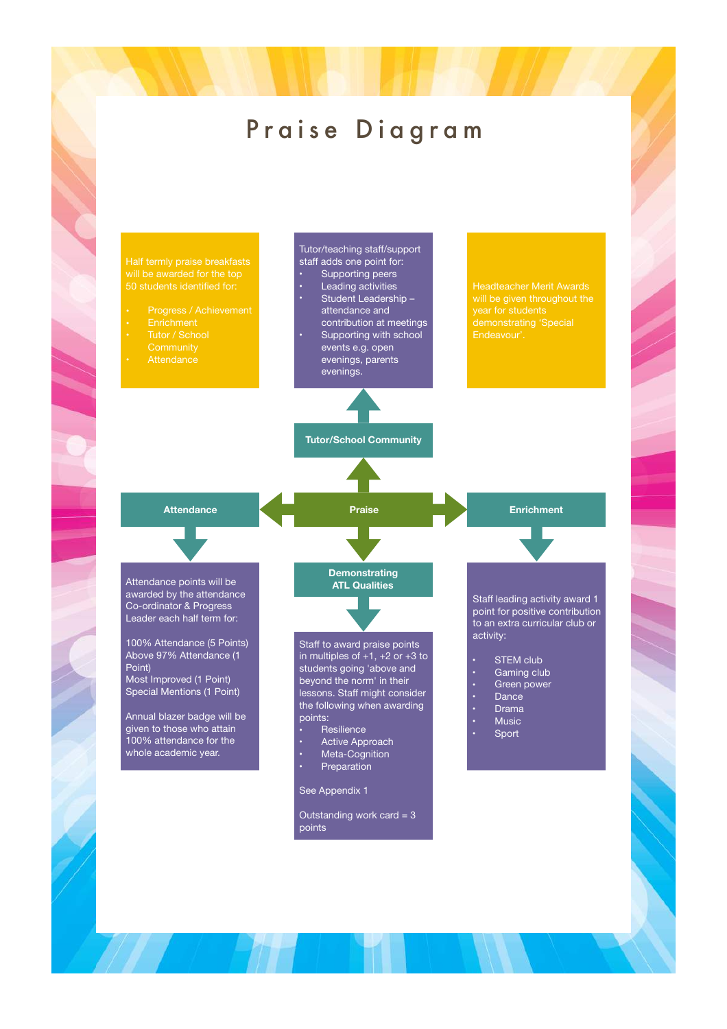# Praise Diagram

## Praise

### Tutor/School Community

Tutor/teaching staff/support staff adds one point for:

- Supporting peers
- Leading activities
- Student Leadership – attendance and contribution at meetings
- Supporting with school events e.g. open evenings, parents evenings.

Half termly praise breakfasts will be awarded for the top 50 students identified for:

- Progress / Achievement
- Enrichment
- Tutor / School Community
- Attendance

Headteacher Merit Awards will be given throughout the year for students demonstrating 'Special Endeavour'.

### Attendance

Attendance points will be awarded by the attendance Co-ordinator & Progress Leader each half term for:

100% Attendance (5 Points)
Above 97% Attendance (1 Point)
Most Improved (1 Point)
Special Mentions (1 Point)

Annual blazer badge will be given to those who attain 100% attendance for the whole academic year.

### Demonstrating ATL Qualities

Staff to award praise points in multiples of +1, +2 or +3 to students going 'above and beyond the norm' in their lessons. Staff might consider the following when awarding points:

- Resilience
- Active Approach
- Meta-Cognition
- Preparation

See Appendix 1

Outstanding work card = 3 points

### Enrichment

Staff leading activity award 1 point for positive contribution to an extra curricular club or activity:

- STEM club
- Gaming club
- Green power
- Dance
- Drama
- Music
- Sport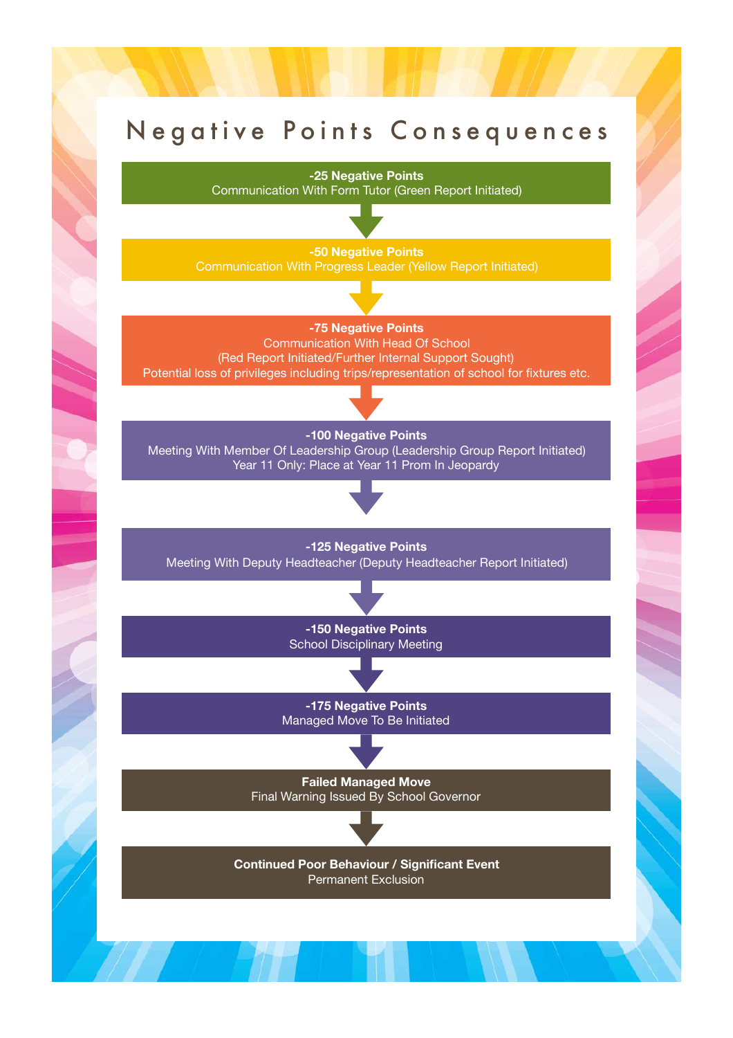# Negative Points Consequences

**-25 Negative Points**
Communication With Form Tutor (Green Report Initiated)

↓

**-50 Negative Points**
Communication With Progress Leader (Yellow Report Initiated)

↓

**-75 Negative Points**
Communication With Head Of School
(Red Report Initiated/Further Internal Support Sought)
Potential loss of privileges including trips/representation of school for fixtures etc.

↓

**-100 Negative Points**
Meeting With Member Of Leadership Group (Leadership Group Report Initiated)
Year 11 Only: Place at Year 11 Prom In Jeopardy

↓

**-125 Negative Points**
Meeting With Deputy Headteacher (Deputy Headteacher Report Initiated)

↓

**-150 Negative Points**
School Disciplinary Meeting

↓

**-175 Negative Points**
Managed Move To Be Initiated

↓

**Failed Managed Move**
Final Warning Issued By School Governor

↓

**Continued Poor Behaviour / Significant Event**
Permanent Exclusion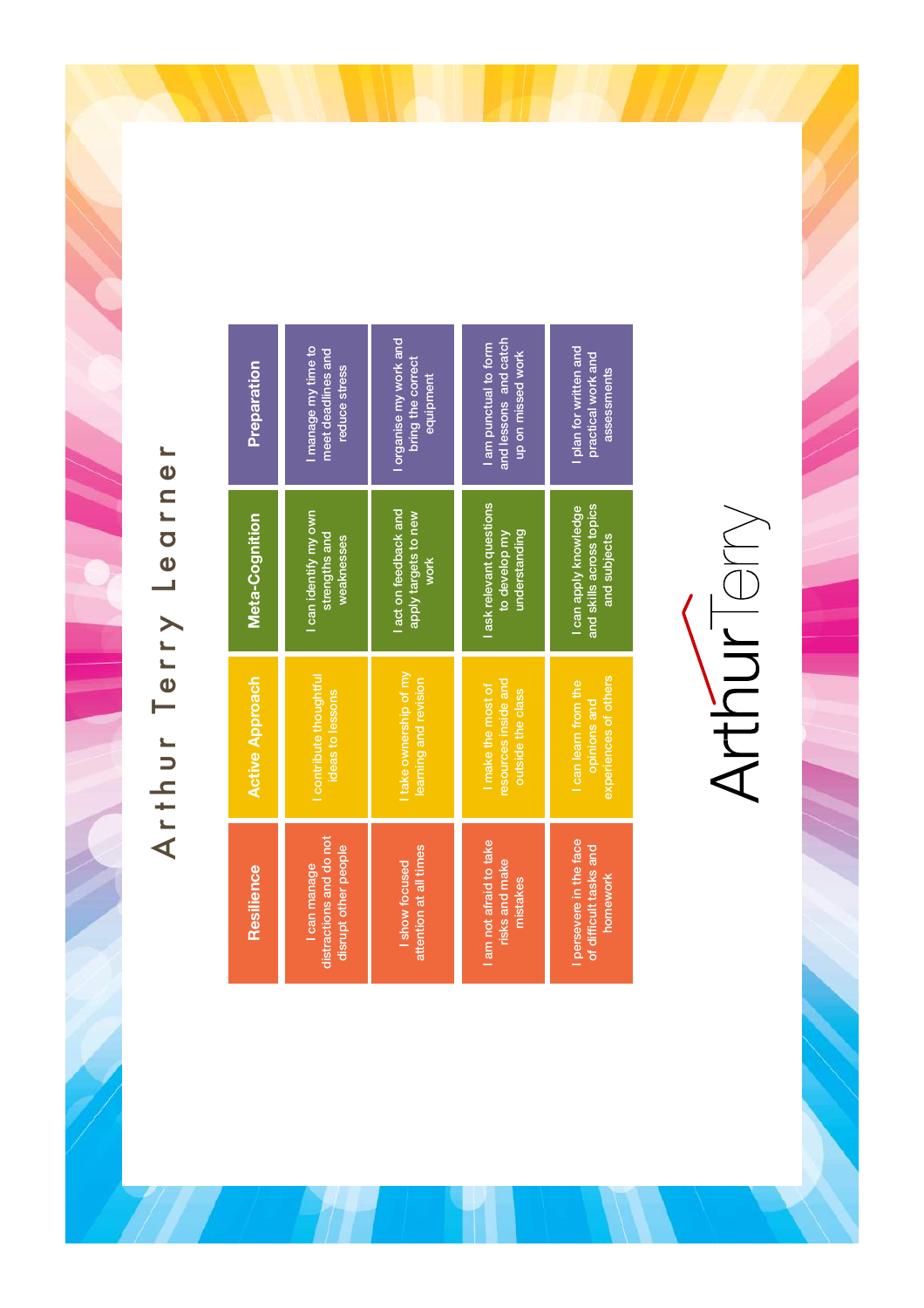# Arthur Terry Learner

| Resilience | Active Approach | Meta-Cognition | Preparation |
| --- | --- | --- | --- |
| I can manage distractions and do not disrupt other people | I contribute thoughtful ideas to lessons | I can identify my own strengths and weaknesses | I manage my time to meet deadlines and reduce stress |
| I show focused attention at all times | I take ownership of my learning and revision | I act on feedback and apply targets to new work | I organise my work and bring the correct equipment |
| I am not afraid to take risks and make mistakes | I make the most of resources inside and outside the class | I ask relevant questions to develop my understanding | I am punctual to form and lessons and catch up on missed work |
| I persevere in the face of difficult tasks and homework | I can learn from the opinions and experiences of others | I can apply knowledge and skills across topics and subjects | I plan for written and practical work and assessments |

ArthurTerry